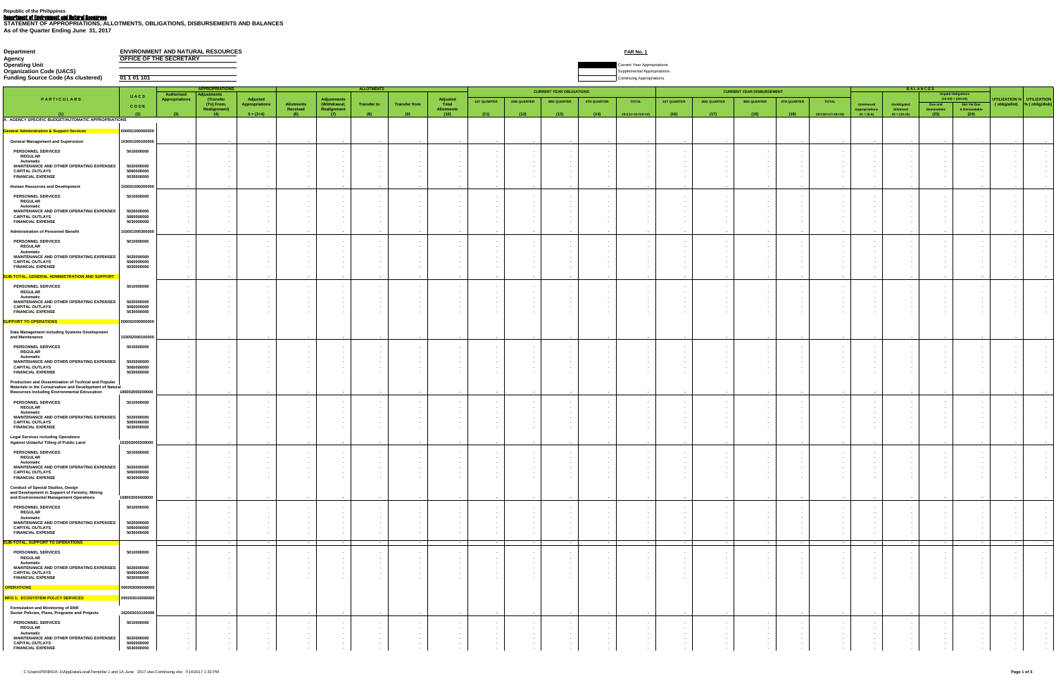Republic of the Philippines

Department of Environment and Natural Resources

**STATEMENT OF APPROPRIATIONS, ALLOTMENTS, OBLIGATIONS, DISBURSEMENTS AND BALANCES**

**As of the Quarter Ending June 31, 2017**

| | |
|---|---|
| Department | ENVIRONMENT AND NATURAL RESOURCES |
| Agency | OFFICE OF THE SECRETARY |
| Operating Unit | |
| Organization Code (UACS) | |
| Funding Source Code (As clustered) | 01 1 01 101 |

**FAR No. 1**

- Current Year Appropriations
- Supplemental Appropriations
- Continuing Appropriations

| PARTICULARS | UACS CODE | APPROPRIATIONS | | | ALLOTMENTS | | | | | CURRENT YEAR OBLIGATIONS | | | | | CURRENT YEAR DISBURSEMENT | | | | | BALANCES | | | | UTILIZATION % ( oblig/allot) | UTILIZATION % ( oblig/disb) |
|---|---|---|---|---|---|---|---|---|---|---|---|---|---|---|---|---|---|---|---|---|---|---|---|---|---|
| | | Authorized Appropriations | Adjustments (Transfer (To) From, Realignment) | Adjusted Appropriations | Allotments Received | Adjustments (Withdrawal, Realignment | Transfer to | Transfer from | Adjusted Total Allotments | 1ST QUARTER | 2ND QUARTER | 3RD QUARTER | 4TH QUARTER | TOTAL | 1ST QUARTER | 2ND QUARTER | 3RD QUARTER | 4TH QUARTER | TOTAL | Unreleased Appropriations | Unobligated Allotment | Unpaid Obligations (15-20) = (23+24) Due and Demandable | Not Yet Due & Demandable | | |
| (1) | (2) | (3) | (4) | 5 = (3+4) | (6) | (7) | (8) | (9) | (10) | (11) | (12) | (13) | (14) | 15=(11+12+13+14) | (16) | (17) | (18) | (19) | 20=(16+17+18+19) | 21 = (5-6) | 22 = (10-15) | (23) | (24) | | |
| A. AGENCY SPECIFIC BUDGET/AUTOMATIC APPROPRIATIONS | | | | | | | | | | | | | | | | | | | | | | | | | |
| General Administration & Support Services | 000001000000000 | | | | | | | | | | | | | | | | | | | | | | | | |
| General Management and Supervision | 103001000100000 | - | - | - | - | - | - | - | - | - | - | - | - | - | - | - | - | - | - | - | - | - | - | - | - |
| PERSONNEL SERVICES | 5010000000 | - | - | - | - | - | - | - | - | - | - | - | - | - | - | - | - | - | - | - | - | - | - | - | - |
| REGULAR | | - | - | - | - | - | - | - | - | - | - | - | - | - | - | - | - | - | - | - | - | - | - | - | - |
| Automatic | | - | - | - | - | - | - | - | - | - | - | - | - | - | - | - | - | - | - | - | - | - | - | - | - |
| MAINTENANCE AND OTHER OPERATING EXPENSES | 5020000000 | - | - | - | - | - | - | - | - | - | - | - | - | - | - | - | - | - | - | - | - | - | - | - | - |
| CAPITAL OUTLAYS | 5060000000 | - | - | - | - | - | - | - | - | - | - | - | - | - | - | - | - | - | - | - | - | - | - | - | - |
| FINANCIAL EXPENSE | 5030000000 | - | - | - | - | - | - | - | - | - | - | - | - | - | - | - | - | - | - | - | - | - | - | - | - |
| Human Resources and Development | 103001000200000 | - | - | - | - | - | - | - | - | - | - | - | - | - | - | - | - | - | - | - | - | - | - | - | - |
| PERSONNEL SERVICES | 5010000000 | - | - | - | - | - | - | - | - | - | - | - | - | - | - | - | - | - | - | - | - | - | - | - | - |
| REGULAR | | - | - | - | - | - | - | - | - | - | - | - | - | - | - | - | - | - | - | - | - | - | - | - | - |
| Automatic | | - | - | - | - | - | - | - | - | - | - | - | - | - | - | - | - | - | - | - | - | - | - | - | - |
| MAINTENANCE AND OTHER OPERATING EXPENSES | 5020000000 | - | - | - | - | - | - | - | - | - | - | - | - | - | - | - | - | - | - | - | - | - | - | - | - |
| CAPITAL OUTLAYS | 5060000000 | - | - | - | - | - | - | - | - | - | - | - | - | - | - | - | - | - | - | - | - | - | - | - | - |
| FINANCIAL EXPENSE | 5030000000 | - | - | - | - | - | - | - | - | - | - | - | - | - | - | - | - | - | - | - | - | - | - | - | - |
| Administration of Personnel Benefit | 103001000300000 | - | - | - | - | - | - | - | - | - | - | - | - | - | - | - | - | - | - | - | - | - | - | - | - |
| PERSONNEL SERVICES | 5010000000 | - | - | - | - | - | - | - | - | - | - | - | - | - | - | - | - | - | - | - | - | - | - | - | - |
| REGULAR | | - | - | - | - | - | - | - | - | - | - | - | - | - | - | - | - | - | - | - | - | - | - | - | - |
| Automatic | | - | - | - | - | - | - | - | - | - | - | - | - | - | - | - | - | - | - | - | - | - | - | - | - |
| MAINTENANCE AND OTHER OPERATING EXPENSES | 5020000000 | - | - | - | - | - | - | - | - | - | - | - | - | - | - | - | - | - | - | - | - | - | - | - | - |
| CAPITAL OUTLAYS | 5060000000 | - | - | - | - | - | - | - | - | - | - | - | - | - | - | - | - | - | - | - | - | - | - | - | - |
| FINANCIAL EXPENSE | 5030000000 | - | - | - | - | - | - | - | - | - | - | - | - | - | - | - | - | - | - | - | - | - | - | - | - |
| SUB-TOTAL, GENERAL ADMINISTRATION AND SUPPORT | | - | - | - | - | - | - | - | - | - | - | - | - | - | - | - | - | - | - | - | - | - | - | - | - |
| PERSONNEL SERVICES | 5010000000 | - | - | - | - | - | - | - | - | - | - | - | - | - | - | - | - | - | - | - | - | - | - | - | - |
| REGULAR | | - | - | - | - | - | - | - | - | - | - | - | - | - | - | - | - | - | - | - | - | - | - | - | - |
| Automatic | | - | - | - | - | - | - | - | - | - | - | - | - | - | - | - | - | - | - | - | - | - | - | - | - |
| MAINTENANCE AND OTHER OPERATING EXPENSES | 5020000000 | - | - | - | - | - | - | - | - | - | - | - | - | - | - | - | - | - | - | - | - | - | - | - | - |
| CAPITAL OUTLAYS | 5060000000 | - | - | - | - | - | - | - | - | - | - | - | - | - | - | - | - | - | - | - | - | - | - | - | - |
| FINANCIAL EXPENSE | 5030000000 | - | - | - | - | - | - | - | - | - | - | - | - | - | - | - | - | - | - | - | - | - | - | - | - |
| SUPPORT TO OPERATIONS | 000002000000000 | | | | | | | | | | | | | | | | | | | | | | | | |
| Data Management including Systems Development and Maintenance | 103002000100000 | - | - | - | - | - | - | - | - | - | - | - | - | - | - | - | - | - | - | - | - | - | - | - | - |
| PERSONNEL SERVICES | 5010000000 | - | - | - | - | - | - | - | - | - | - | - | - | - | - | - | - | - | - | - | - | - | - | - | - |
| REGULAR | | - | - | - | - | - | - | - | - | - | - | - | - | - | - | - | - | - | - | - | - | - | - | - | - |
| Automatic | | - | - | - | - | - | - | - | - | - | - | - | - | - | - | - | - | - | - | - | - | - | - | - | - |
| MAINTENANCE AND OTHER OPERATING EXPENSES | 5020000000 | - | - | - | - | - | - | - | - | - | - | - | - | - | - | - | - | - | - | - | - | - | - | - | - |
| CAPITAL OUTLAYS | 5060000000 | - | - | - | - | - | - | - | - | - | - | - | - | - | - | - | - | - | - | - | - | - | - | - | - |
| FINANCIAL EXPENSE | 5030000000 | - | - | - | - | - | - | - | - | - | - | - | - | - | - | - | - | - | - | - | - | - | - | - | - |
| Production and Dissemination of Techical and Popular Materials in the Conservation and Development of Natural Resources Including Environmental Edcucation | 180002000200000 | - | - | - | - | - | - | - | - | - | - | - | - | - | - | - | - | - | - | - | - | - | - | - | - |
| PERSONNEL SERVICES | 5010000000 | - | - | - | - | - | - | - | - | - | - | - | - | - | - | - | - | - | - | - | - | - | - | - | - |
| REGULAR | | - | - | - | - | - | - | - | - | - | - | - | - | - | - | - | - | - | - | - | - | - | - | - | - |
| Automatic | | - | - | - | - | - | - | - | - | - | - | - | - | - | - | - | - | - | - | - | - | - | - | - | - |
| MAINTENANCE AND OTHER OPERATING EXPENSES | 5020000000 | - | - | - | - | - | - | - | - | - | - | - | - | - | - | - | - | - | - | - | - | - | - | - | - |
| CAPITAL OUTLAYS | 5060000000 | - | - | - | - | - | - | - | - | - | - | - | - | - | - | - | - | - | - | - | - | - | - | - | - |
| FINANCIAL EXPENSE | 5030000000 | - | - | - | - | - | - | - | - | - | - | - | - | - | - | - | - | - | - | - | - | - | - | - | - |
| Legal Services including Operations Against Unlawful Titling of Public Land | 162002000300000 | - | - | - | - | - | - | - | - | - | - | - | - | - | - | - | - | - | - | - | - | - | - | - | - |
| PERSONNEL SERVICES | 5010000000 | - | - | - | - | - | - | - | - | - | - | - | - | - | - | - | - | - | - | - | - | - | - | - | - |
| REGULAR | | - | - | - | - | - | - | - | - | - | - | - | - | - | - | - | - | - | - | - | - | - | - | - | - |
| Automatic | | - | - | - | - | - | - | - | - | - | - | - | - | - | - | - | - | - | - | - | - | - | - | - | - |
| MAINTENANCE AND OTHER OPERATING EXPENSES | 5020000000 | - | - | - | - | - | - | - | - | - | - | - | - | - | - | - | - | - | - | - | - | - | - | - | - |
| CAPITAL OUTLAYS | 5060000000 | - | - | - | - | - | - | - | - | - | - | - | - | - | - | - | - | - | - | - | - | - | - | - | - |
| FINANCIAL EXPENSE | 5030000000 | - | - | - | - | - | - | - | - | - | - | - | - | - | - | - | - | - | - | - | - | - | - | - | - |
| Conduct of Special Studies, Design and Development in Support of Forestry, Mining and Environmental Management Operations | 168002000400000 | - | - | - | - | - | - | - | - | - | - | - | - | - | - | - | - | - | - | - | - | - | - | - | - |
| PERSONNEL SERVICES | 5010000000 | - | - | - | - | - | - | - | - | - | - | - | - | - | - | - | - | - | - | - | - | - | - | - | - |
| REGULAR | | - | - | - | - | - | - | - | - | - | - | - | - | - | - | - | - | - | - | - | - | - | - | - | - |
| Automatic | | - | - | - | - | - | - | - | - | - | - | - | - | - | - | - | - | - | - | - | - | - | - | - | - |
| MAINTENANCE AND OTHER OPERATING EXPENSES | 5020000000 | - | - | - | - | - | - | - | - | - | - | - | - | - | - | - | - | - | - | - | - | - | - | - | - |
| CAPITAL OUTLAYS | 5060000000 | - | - | - | - | - | - | - | - | - | - | - | - | - | - | - | - | - | - | - | - | - | - | - | - |
| FINANCIAL EXPENSE | 5030000000 | - | - | - | - | - | - | - | - | - | - | - | - | - | - | - | - | - | - | - | - | - | - | - | - |
| SUB-TOTAL, SUPPORT TO OPERATIONS | | - | - | - | - | - | - | - | - | - | - | - | - | - | - | - | - | - | - | - | - | - | - | - | - |
| PERSONNEL SERVICES | 5010000000 | - | - | - | - | - | - | - | - | - | - | - | - | - | - | - | - | - | - | - | - | - | - | - | - |
| REGULAR | | - | - | - | - | - | - | - | - | - | - | - | - | - | - | - | - | - | - | - | - | - | - | - | - |
| Automatic | | - | - | - | - | - | - | - | - | - | - | - | - | - | - | - | - | - | - | - | - | - | - | - | - |
| MAINTENANCE AND OTHER OPERATING EXPENSES | 5020000000 | - | - | - | - | - | - | - | - | - | - | - | - | - | - | - | - | - | - | - | - | - | - | - | - |
| CAPITAL OUTLAYS | 5060000000 | - | - | - | - | - | - | - | - | - | - | - | - | - | - | - | - | - | - | - | - | - | - | - | - |
| FINANCIAL EXPENSE | 5030000000 | - | - | - | - | - | - | - | - | - | - | - | - | - | - | - | - | - | - | - | - | - | - | - | - |
| OPERATIONS | 000003000000000 | | | | | | | | | | | | | | | | | | | | | | | | |
| MFO 1: ECOSYSTEM POLICY SERVICES | 000003010000000 | | | | | | | | | | | | | | | | | | | | | | | | |
| Formulation and Monitoring of ENR Sector Policies, Plans, Programs and Projects | 162003010100000 | - | - | - | - | - | - | - | - | - | - | - | - | - | - | - | - | - | - | - | - | - | - | - | - |
| PERSONNEL SERVICES | 5010000000 | - | - | - | - | - | - | - | - | - | - | - | - | - | - | - | - | - | - | - | - | - | - | - | - |
| REGULAR | | - | - | - | - | - | - | - | - | - | - | - | - | - | - | - | - | - | - | - | - | - | - | - | - |
| Automatic | | - | - | - | - | - | - | - | - | - | - | - | - | - | - | - | - | - | - | - | - | - | - | - | - |
| MAINTENANCE AND OTHER OPERATING EXPENSES | 5020000000 | - | - | - | - | - | - | - | - | - | - | - | - | - | - | - | - | - | - | - | - | - | - | - | - |
| CAPITAL OUTLAYS | 5060000000 | - | - | - | - | - | - | - | - | - | - | - | - | - | - | - | - | - | - | - | - | - | - | - | - |
| FINANCIAL EXPENSE | 5030000000 | - | - | - | - | - | - | - | - | - | - | - | - | - | - | - | - | - | - | - | - | - | - | - | - |

C:\Users\PENROA~1\AppData\Local\Temp\far 1 and 1A June 2017.xlsx-Continuing.xlsx 7/14/2017 1:33 PM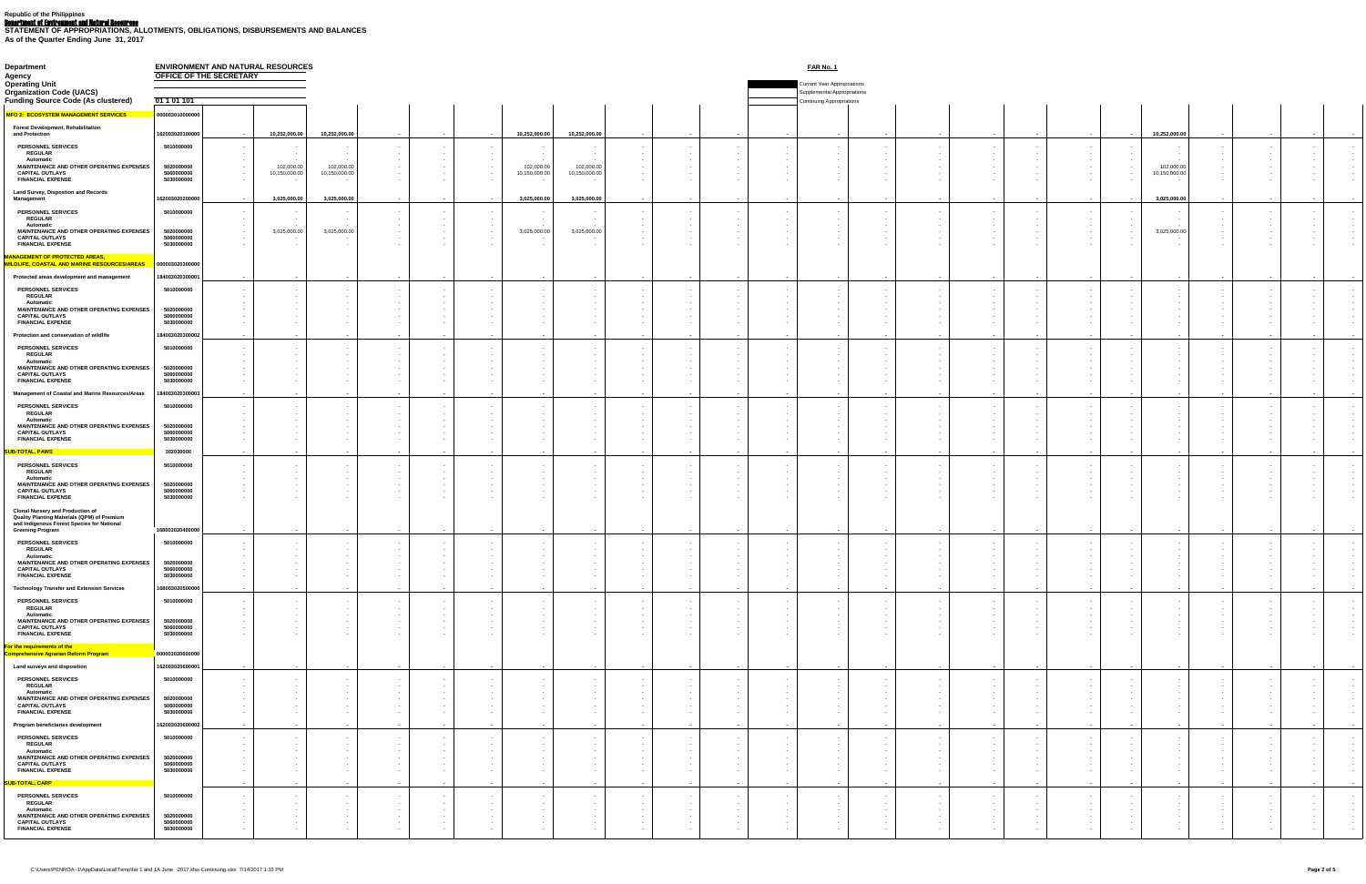Republic of the Philippines

Department of Environment and Natural Resources

**STATEMENT OF APPROPRIATIONS, ALLOTMENTS, OBLIGATIONS, DISBURSEMENTS AND BALANCES**

**As of the Quarter Ending June 31, 2017**

**Department:** ENVIRONMENT AND NATURAL RESOURCES

**Agency:** OFFICE OF THE SECRETARY

**Operating Unit**

**Organization Code (UACS)**

**Funding Source Code (As clustered):** 01 1 01 101

**FAR No. 1**

- Current Year Appropriations
- Supplemental Appropriations
- Continuing Appropriations

| Particulars | UACS Code | | | | | | | | | | | | | | | | | | | | | | | | |
|---|---|---|---|---|---|---|---|---|---|---|---|---|---|---|---|---|---|---|---|---|---|---|---|---|---|
| **MFO 2: ECOSYSTEM MANAGEMENT SERVICES** | 000003010000000 | | | | | | | | | | | | | | | | | | | | | | | | |
| **Forest Development, Rehabilitation and Protection** | 162003020100000 | - | 10,252,000.00 | 10,252,000.00 | - | - | - | 10,252,000.00 | 10,252,000.00 | - | - | - | - | - | - | - | - | - | - | - | 10,252,000.00 | - | - | - | - |
| PERSONNEL SERVICES | 5010000000 | - | - | - | - | - | - | - | - | - | - | - | - | - | - | - | - | - | - | - | - | - | - | - | - |
| REGULAR | | - | - | - | - | - | - | - | - | - | - | - | - | - | - | - | - | - | - | - | - | - | - | - | - |
| Automatic | | - | - | - | - | - | - | - | - | - | - | - | - | - | - | - | - | - | - | - | - | - | - | - | - |
| MAINTENANCE AND OTHER OPERATING EXPENSES | 5020000000 | - | 102,000.00 | 102,000.00 | - | - | - | 102,000.00 | 102,000.00 | - | - | - | - | - | - | - | - | - | - | - | 102,000.00 | - | - | - | - |
| CAPITAL OUTLAYS | 5060000000 | - | 10,150,000.00 | 10,150,000.00 | - | - | - | 10,150,000.00 | 10,150,000.00 | - | - | - | - | - | - | - | - | - | - | - | 10,150,000.00 | - | - | - | - |
| FINANCIAL EXPENSE | 5030000000 | - | - | - | - | - | - | - | - | - | - | - | - | - | - | - | - | - | - | - | - | - | - | - | - |
| **Land Survey, Disposition and Records Management** | 162003020200000 | - | 3,025,000.00 | 3,025,000.00 | - | - | - | 3,025,000.00 | 3,025,000.00 | - | - | - | - | - | - | - | - | - | - | - | 3,025,000.00 | - | - | - | - |
| PERSONNEL SERVICES | 5010000000 | - | - | - | - | - | - | - | - | - | - | - | - | - | - | - | - | - | - | - | - | - | - | - | - |
| REGULAR | | - | - | - | - | - | - | - | - | - | - | - | - | - | - | - | - | - | - | - | - | - | - | - | - |
| Automatic | | - | - | - | - | - | - | - | - | - | - | - | - | - | - | - | - | - | - | - | - | - | - | - | - |
| MAINTENANCE AND OTHER OPERATING EXPENSES | 5020000000 | - | 3,025,000.00 | 3,025,000.00 | - | - | - | 3,025,000.00 | 3,025,000.00 | - | - | - | - | - | - | - | - | - | - | - | 3,025,000.00 | - | - | - | - |
| CAPITAL OUTLAYS | 5060000000 | - | - | - | - | - | - | - | - | - | - | - | - | - | - | - | - | - | - | - | - | - | - | - | - |
| FINANCIAL EXPENSE | 5030000000 | - | - | - | - | - | - | - | - | - | - | - | - | - | - | - | - | - | - | - | - | - | - | - | - |
| **MANAGEMENT OF PROTECTED AREAS, WILDLIFE, COASTAL AND MARINE RESOURCES/AREAS** | 000003020300000 | | | | | | | | | | | | | | | | | | | | | | | | |
| **Protected areas development and management** | 184003020300001 | - | - | - | - | - | - | - | - | - | - | - | - | - | - | - | - | - | - | - | - | - | - | - | - |
| PERSONNEL SERVICES | 5010000000 | - | - | - | - | - | - | - | - | - | - | - | - | - | - | - | - | - | - | - | - | - | - | - | - |
| REGULAR | | - | - | - | - | - | - | - | - | - | - | - | - | - | - | - | - | - | - | - | - | - | - | - | - |
| Automatic | | - | - | - | - | - | - | - | - | - | - | - | - | - | - | - | - | - | - | - | - | - | - | - | - |
| MAINTENANCE AND OTHER OPERATING EXPENSES | 5020000000 | - | - | - | - | - | - | - | - | - | - | - | - | - | - | - | - | - | - | - | - | - | - | - | - |
| CAPITAL OUTLAYS | 5060000000 | - | - | - | - | - | - | - | - | - | - | - | - | - | - | - | - | - | - | - | - | - | - | - | - |
| FINANCIAL EXPENSE | 5030000000 | - | - | - | - | - | - | - | - | - | - | - | - | - | - | - | - | - | - | - | - | - | - | - | - |
| **Protection and conservation of wildlife** | 184003020300002 | - | - | - | - | - | - | - | - | - | - | - | - | - | - | - | - | - | - | - | - | - | - | - | - |
| PERSONNEL SERVICES | 5010000000 | - | - | - | - | - | - | - | - | - | - | - | - | - | - | - | - | - | - | - | - | - | - | - | - |
| REGULAR | | - | - | - | - | - | - | - | - | - | - | - | - | - | - | - | - | - | - | - | - | - | - | - | - |
| Automatic | | - | - | - | - | - | - | - | - | - | - | - | - | - | - | - | - | - | - | - | - | - | - | - | - |
| MAINTENANCE AND OTHER OPERATING EXPENSES | 5020000000 | - | - | - | - | - | - | - | - | - | - | - | - | - | - | - | - | - | - | - | - | - | - | - | - |
| CAPITAL OUTLAYS | 5060000000 | - | - | - | - | - | - | - | - | - | - | - | - | - | - | - | - | - | - | - | - | - | - | - | - |
| FINANCIAL EXPENSE | 5030000000 | - | - | - | - | - | - | - | - | - | - | - | - | - | - | - | - | - | - | - | - | - | - | - | - |
| **Management of Coastal and Marine Resources/Areas** | 184003020300003 | - | - | - | - | - | - | - | - | - | - | - | - | - | - | - | - | - | - | - | - | - | - | - | - |
| PERSONNEL SERVICES | 5010000000 | - | - | - | - | - | - | - | - | - | - | - | - | - | - | - | - | - | - | - | - | - | - | - | - |
| REGULAR | | - | - | - | - | - | - | - | - | - | - | - | - | - | - | - | - | - | - | - | - | - | - | - | - |
| Automatic | | - | - | - | - | - | - | - | - | - | - | - | - | - | - | - | - | - | - | - | - | - | - | - | - |
| MAINTENANCE AND OTHER OPERATING EXPENSES | 5020000000 | - | - | - | - | - | - | - | - | - | - | - | - | - | - | - | - | - | - | - | - | - | - | - | - |
| CAPITAL OUTLAYS | 5060000000 | - | - | - | - | - | - | - | - | - | - | - | - | - | - | - | - | - | - | - | - | - | - | - | - |
| FINANCIAL EXPENSE | 5030000000 | - | - | - | - | - | - | - | - | - | - | - | - | - | - | - | - | - | - | - | - | - | - | - | - |
| **SUB-TOTAL, PAWS** | 302030000 | - | - | - | - | - | - | - | - | - | - | - | - | - | - | - | - | - | - | - | - | - | - | - | - |
| PERSONNEL SERVICES | 5010000000 | - | - | - | - | - | - | - | - | - | - | - | - | - | - | - | - | - | - | - | - | - | - | - | - |
| REGULAR | | - | - | - | - | - | - | - | - | - | - | - | - | - | - | - | - | - | - | - | - | - | - | - | - |
| Automatic | | - | - | - | - | - | - | - | - | - | - | - | - | - | - | - | - | - | - | - | - | - | - | - | - |
| MAINTENANCE AND OTHER OPERATING EXPENSES | 5020000000 | - | - | - | - | - | - | - | - | - | - | - | - | - | - | - | - | - | - | - | - | - | - | - | - |
| CAPITAL OUTLAYS | 5060000000 | - | - | - | - | - | - | - | - | - | - | - | - | - | - | - | - | - | - | - | - | - | - | - | - |
| FINANCIAL EXPENSE | 5030000000 | - | - | - | - | - | - | - | - | - | - | - | - | - | - | - | - | - | - | - | - | - | - | - | - |
| **Clonal Nursery and Production of Quality Planting Materials (QPM) of Premium and Indigenous Forest Species for National Greening Program** | 168003020400000 | - | - | - | - | - | - | - | - | - | - | - | - | - | - | - | - | - | - | - | - | - | - | - | - |
| PERSONNEL SERVICES | 5010000000 | - | - | - | - | - | - | - | - | - | - | - | - | - | - | - | - | - | - | - | - | - | - | - | - |
| REGULAR | | - | - | - | - | - | - | - | - | - | - | - | - | - | - | - | - | - | - | - | - | - | - | - | - |
| Automatic | | - | - | - | - | - | - | - | - | - | - | - | - | - | - | - | - | - | - | - | - | - | - | - | - |
| MAINTENANCE AND OTHER OPERATING EXPENSES | 5020000000 | - | - | - | - | - | - | - | - | - | - | - | - | - | - | - | - | - | - | - | - | - | - | - | - |
| CAPITAL OUTLAYS | 5060000000 | - | - | - | - | - | - | - | - | - | - | - | - | - | - | - | - | - | - | - | - | - | - | - | - |
| FINANCIAL EXPENSE | 5030000000 | - | - | - | - | - | - | - | - | - | - | - | - | - | - | - | - | - | - | - | - | - | - | - | - |
| **Technology Transfer and Extension Services** | 168003020500000 | - | - | - | - | - | - | - | - | - | - | - | - | - | - | - | - | - | - | - | - | - | - | - | - |
| PERSONNEL SERVICES | 5010000000 | - | - | - | - | - | - | - | - | - | - | - | - | - | - | - | - | - | - | - | - | - | - | - | - |
| REGULAR | | - | - | - | - | - | - | - | - | - | - | - | - | - | - | - | - | - | - | - | - | - | - | - | - |
| Automatic | | - | - | - | - | - | - | - | - | - | - | - | - | - | - | - | - | - | - | - | - | - | - | - | - |
| MAINTENANCE AND OTHER OPERATING EXPENSES | 5020000000 | - | - | - | - | - | - | - | - | - | - | - | - | - | - | - | - | - | - | - | - | - | - | - | - |
| CAPITAL OUTLAYS | 5060000000 | - | - | - | - | - | - | - | - | - | - | - | - | - | - | - | - | - | - | - | - | - | - | - | - |
| FINANCIAL EXPENSE | 5030000000 | - | - | - | - | - | - | - | - | - | - | - | - | - | - | - | - | - | - | - | - | - | - | - | - |
| **For the requirements of the Comprehensive Agrarian Reform Program** | 000003020600000 | | | | | | | | | | | | | | | | | | | | | | | | |
| **Land surveys and disposition** | 162003020600001 | - | - | - | - | - | - | - | - | - | - | - | - | - | - | - | - | - | - | - | - | - | - | - | - |
| PERSONNEL SERVICES | 5010000000 | - | - | - | - | - | - | - | - | - | - | - | - | - | - | - | - | - | - | - | - | - | - | - | - |
| REGULAR | | - | - | - | - | - | - | - | - | - | - | - | - | - | - | - | - | - | - | - | - | - | - | - | - |
| Automatic | | - | - | - | - | - | - | - | - | - | - | - | - | - | - | - | - | - | - | - | - | - | - | - | - |
| MAINTENANCE AND OTHER OPERATING EXPENSES | 5020000000 | - | - | - | - | - | - | - | - | - | - | - | - | - | - | - | - | - | - | - | - | - | - | - | - |
| CAPITAL OUTLAYS | 5060000000 | - | - | - | - | - | - | - | - | - | - | - | - | - | - | - | - | - | - | - | - | - | - | - | - |
| FINANCIAL EXPENSE | 5030000000 | - | - | - | - | - | - | - | - | - | - | - | - | - | - | - | - | - | - | - | - | - | - | - | - |
| **Program beneficiaries development** | 162003020600002 | - | - | - | - | - | - | - | - | - | - | - | - | - | - | - | - | - | - | - | - | - | - | - | - |
| PERSONNEL SERVICES | 5010000000 | - | - | - | - | - | - | - | - | - | - | - | - | - | - | - | - | - | - | - | - | - | - | - | - |
| REGULAR | | - | - | - | - | - | - | - | - | - | - | - | - | - | - | - | - | - | - | - | - | - | - | - | - |
| Automatic | | - | - | - | - | - | - | - | - | - | - | - | - | - | - | - | - | - | - | - | - | - | - | - | - |
| MAINTENANCE AND OTHER OPERATING EXPENSES | 5020000000 | - | - | - | - | - | - | - | - | - | - | - | - | - | - | - | - | - | - | - | - | - | - | - | - |
| CAPITAL OUTLAYS | 5060000000 | - | - | - | - | - | - | - | - | - | - | - | - | - | - | - | - | - | - | - | - | - | - | - | - |
| FINANCIAL EXPENSE | 5030000000 | - | - | - | - | - | - | - | - | - | - | - | - | - | - | - | - | - | - | - | - | - | - | - | - |
| **SUB-TOTAL, CARP** | | - | - | - | - | - | - | - | - | - | - | - | - | - | - | - | - | - | - | - | - | - | - | - | - |
| PERSONNEL SERVICES | 5010000000 | - | - | - | - | - | - | - | - | - | - | - | - | - | - | - | - | - | - | - | - | - | - | - | - |
| REGULAR | | - | - | - | - | - | - | - | - | - | - | - | - | - | - | - | - | - | - | - | - | - | - | - | - |
| Automatic | | - | - | - | - | - | - | - | - | - | - | - | - | - | - | - | - | - | - | - | - | - | - | - | - |
| MAINTENANCE AND OTHER OPERATING EXPENSES | 5020000000 | - | - | - | - | - | - | - | - | - | - | - | - | - | - | - | - | - | - | - | - | - | - | - | - |
| CAPITAL OUTLAYS | 5060000000 | - | - | - | - | - | - | - | - | - | - | - | - | - | - | - | - | - | - | - | - | - | - | - | - |
| FINANCIAL EXPENSE | 5030000000 | - | - | - | - | - | - | - | - | - | - | - | - | - | - | - | - | - | - | - | - | - | - | - | - |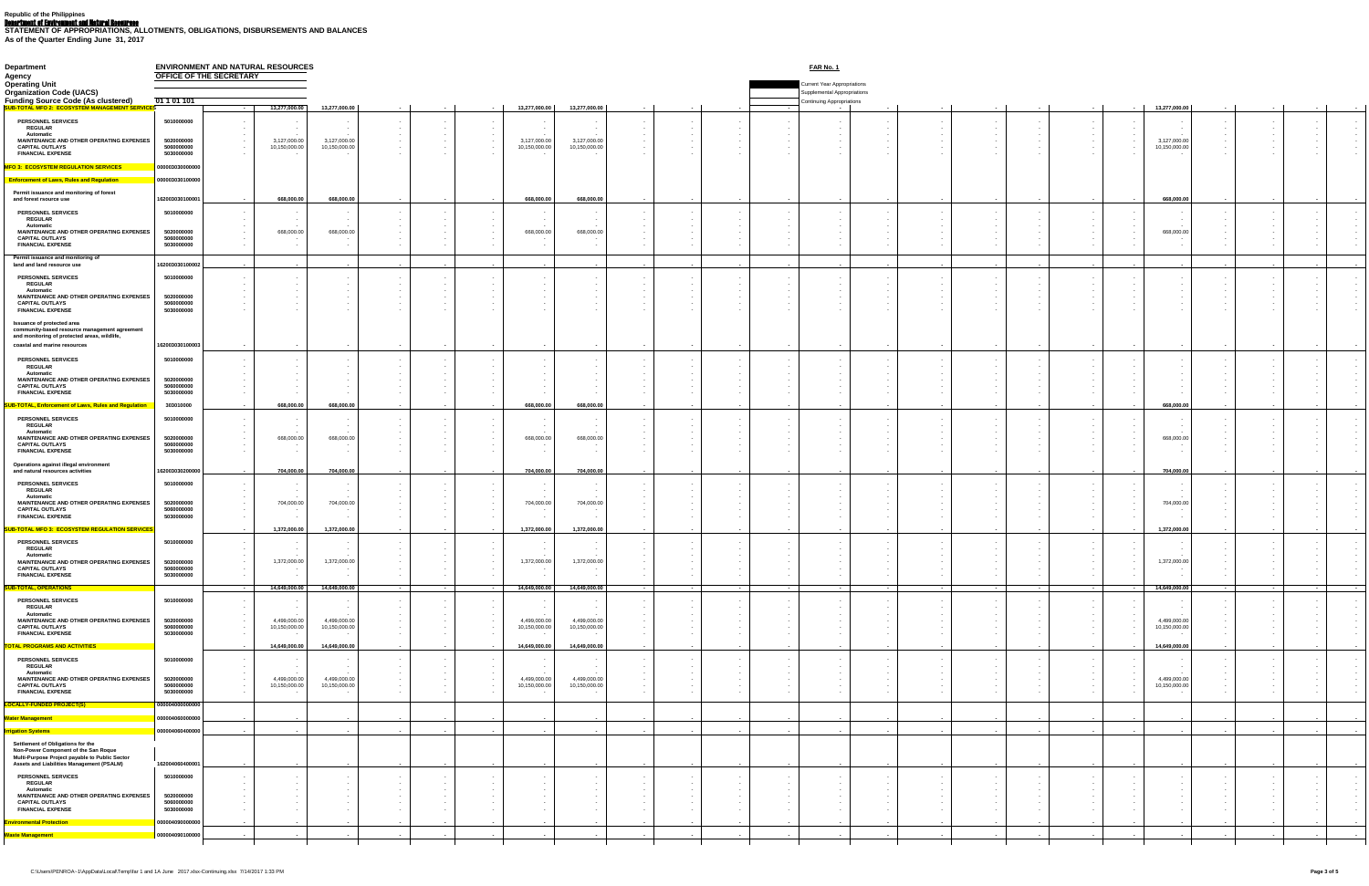Republic of the Philippines
Department of Environment and Natural Resources

**STATEMENT OF APPROPRIATIONS, ALLOTMENTS, OBLIGATIONS, DISBURSEMENTS AND BALANCES**
**As of the Quarter Ending June 31, 2017**

**FAR No. 1**

| | |
|---|---|
| Department | ENVIRONMENT AND NATURAL RESOURCES |
| Agency | OFFICE OF THE SECRETARY |
| Operating Unit | |
| Organization Code (UACS) | |
| Funding Source Code (As clustered) | 01 1 01 101 |

- Current Year Appropriations
- Supplemental Appropriations
- Continuing Appropriations

| Particulars | UACS Code | | | | | | | | | | | | | | | | | | | | | | | | |
|---|---|---|---|---|---|---|---|---|---|---|---|---|---|---|---|---|---|---|---|---|---|---|---|---|---|
| SUB-TOTAL MFO 2: ECOSYSTEM MANAGEMENT SERVICES | | - | 13,277,000.00 | 13,277,000.00 | - | - | - | 13,277,000.00 | 13,277,000.00 | - | - | - | - | - | - | - | - | - | - | - | 13,277,000.00 | - | - | - | - |
| PERSONNEL SERVICES | 5010000000 | - | - | - | - | - | - | - | - | - | - | - | - | - | - | - | - | - | - | - | - | - | - | - | - |
| REGULAR | | - | - | - | - | - | - | - | - | - | - | - | - | - | - | - | - | - | - | - | - | - | - | - | - |
| Automatic | | - | - | - | - | - | - | - | - | - | - | - | - | - | - | - | - | - | - | - | - | - | - | - | - |
| MAINTENANCE AND OTHER OPERATING EXPENSES | 5020000000 | - | 3,127,000.00 | 3,127,000.00 | - | - | - | 3,127,000.00 | 3,127,000.00 | - | - | - | - | - | - | - | - | - | - | - | 3,127,000.00 | - | - | - | - |
| CAPITAL OUTLAYS | 5060000000 | - | 10,150,000.00 | 10,150,000.00 | - | - | - | 10,150,000.00 | 10,150,000.00 | - | - | - | - | - | - | - | - | - | - | - | 10,150,000.00 | - | - | - | - |
| FINANCIAL EXPENSE | 5030000000 | - | - | - | - | - | - | - | - | - | - | - | - | - | - | - | - | - | - | - | - | - | - | - | - |
| MFO 3: ECOSYSTEM REGULATION SERVICES | 000003030000000 | | | | | | | | | | | | | | | | | | | | | | | | |
| Enforcement of Laws, Rules and Regulation | 000003030100000 | | | | | | | | | | | | | | | | | | | | | | | | |
| Permit issuance and monitoring of forest and forest resource use | 1620030301000001 | - | 668,000.00 | 668,000.00 | - | - | - | 668,000.00 | 668,000.00 | - | - | - | - | - | - | - | - | - | - | - | 668,000.00 | - | - | - | - |
| PERSONNEL SERVICES | 5010000000 | - | - | - | - | - | - | - | - | - | - | - | - | - | - | - | - | - | - | - | - | - | - | - | - |
| REGULAR | | - | - | - | - | - | - | - | - | - | - | - | - | - | - | - | - | - | - | - | - | - | - | - | - |
| Automatic | | - | - | - | - | - | - | - | - | - | - | - | - | - | - | - | - | - | - | - | - | - | - | - | - |
| MAINTENANCE AND OTHER OPERATING EXPENSES | 5020000000 | - | 668,000.00 | 668,000.00 | - | - | - | 668,000.00 | 668,000.00 | - | - | - | - | - | - | - | - | - | - | - | 668,000.00 | - | - | - | - |
| CAPITAL OUTLAYS | 5060000000 | - | - | - | - | - | - | - | - | - | - | - | - | - | - | - | - | - | - | - | - | - | - | - | - |
| FINANCIAL EXPENSE | 5030000000 | - | - | - | - | - | - | - | - | - | - | - | - | - | - | - | - | - | - | - | - | - | - | - | - |
| Permit issuance and monitoring of land and land resource use | 1620030301000002 | - | - | - | - | - | - | - | - | - | - | - | - | - | - | - | - | - | - | - | - | - | - | - | - |
| PERSONNEL SERVICES | 5010000000 | - | - | - | - | - | - | - | - | - | - | - | - | - | - | - | - | - | - | - | - | - | - | - | - |
| REGULAR | | - | - | - | - | - | - | - | - | - | - | - | - | - | - | - | - | - | - | - | - | - | - | - | - |
| Automatic | | - | - | - | - | - | - | - | - | - | - | - | - | - | - | - | - | - | - | - | - | - | - | - | - |
| MAINTENANCE AND OTHER OPERATING EXPENSES | 5020000000 | - | - | - | - | - | - | - | - | - | - | - | - | - | - | - | - | - | - | - | - | - | - | - | - |
| CAPITAL OUTLAYS | 5060000000 | - | - | - | - | - | - | - | - | - | - | - | - | - | - | - | - | - | - | - | - | - | - | - | - |
| FINANCIAL EXPENSE | 5030000000 | - | - | - | - | - | - | - | - | - | - | - | - | - | - | - | - | - | - | - | - | - | - | - | - |
| Issuance of protected area community-based resource management agreement and monitoring of protected areas, wildlife, coastal and marine resources | 1620030301000003 | - | - | - | - | - | - | - | - | - | - | - | - | - | - | - | - | - | - | - | - | - | - | - | - |
| PERSONNEL SERVICES | 5010000000 | - | - | - | - | - | - | - | - | - | - | - | - | - | - | - | - | - | - | - | - | - | - | - | - |
| REGULAR | | - | - | - | - | - | - | - | - | - | - | - | - | - | - | - | - | - | - | - | - | - | - | - | - |
| Automatic | | - | - | - | - | - | - | - | - | - | - | - | - | - | - | - | - | - | - | - | - | - | - | - | - |
| MAINTENANCE AND OTHER OPERATING EXPENSES | 5020000000 | - | - | - | - | - | - | - | - | - | - | - | - | - | - | - | - | - | - | - | - | - | - | - | - |
| CAPITAL OUTLAYS | 5060000000 | - | - | - | - | - | - | - | - | - | - | - | - | - | - | - | - | - | - | - | - | - | - | - | - |
| FINANCIAL EXPENSE | 5030000000 | - | - | - | - | - | - | - | - | - | - | - | - | - | - | - | - | - | - | - | - | - | - | - | - |
| SUB-TOTAL, Enforcement of Laws, Rules and Regulation | 303010000 | - | 668,000.00 | 668,000.00 | - | - | - | 668,000.00 | 668,000.00 | - | - | - | - | - | - | - | - | - | - | - | 668,000.00 | - | - | - | - |
| PERSONNEL SERVICES | 5010000000 | - | - | - | - | - | - | - | - | - | - | - | - | - | - | - | - | - | - | - | - | - | - | - | - |
| REGULAR | | - | - | - | - | - | - | - | - | - | - | - | - | - | - | - | - | - | - | - | - | - | - | - | - |
| Automatic | | - | - | - | - | - | - | - | - | - | - | - | - | - | - | - | - | - | - | - | - | - | - | - | - |
| MAINTENANCE AND OTHER OPERATING EXPENSES | 5020000000 | - | 668,000.00 | 668,000.00 | - | - | - | 668,000.00 | 668,000.00 | - | - | - | - | - | - | - | - | - | - | - | 668,000.00 | - | - | - | - |
| CAPITAL OUTLAYS | 5060000000 | - | - | - | - | - | - | - | - | - | - | - | - | - | - | - | - | - | - | - | - | - | - | - | - |
| FINANCIAL EXPENSE | 5030000000 | - | - | - | - | - | - | - | - | - | - | - | - | - | - | - | - | - | - | - | - | - | - | - | - |
| Operations against illegal environment and natural resources activities | 1620030302000000 | - | 704,000.00 | 704,000.00 | - | - | - | 704,000.00 | 704,000.00 | - | - | - | - | - | - | - | - | - | - | - | 704,000.00 | - | - | - | - |
| PERSONNEL SERVICES | 5010000000 | - | - | - | - | - | - | - | - | - | - | - | - | - | - | - | - | - | - | - | - | - | - | - | - |
| REGULAR | | - | - | - | - | - | - | - | - | - | - | - | - | - | - | - | - | - | - | - | - | - | - | - | - |
| Automatic | | - | - | - | - | - | - | - | - | - | - | - | - | - | - | - | - | - | - | - | - | - | - | - | - |
| MAINTENANCE AND OTHER OPERATING EXPENSES | 5020000000 | - | 704,000.00 | 704,000.00 | - | - | - | 704,000.00 | 704,000.00 | - | - | - | - | - | - | - | - | - | - | - | 704,000.00 | - | - | - | - |
| CAPITAL OUTLAYS | 5060000000 | - | - | - | - | - | - | - | - | - | - | - | - | - | - | - | - | - | - | - | - | - | - | - | - |
| FINANCIAL EXPENSE | 5030000000 | - | - | - | - | - | - | - | - | - | - | - | - | - | - | - | - | - | - | - | - | - | - | - | - |
| SUB-TOTAL MFO 3: ECOSYSTEM REGULATION SERVICES | | - | 1,372,000.00 | 1,372,000.00 | - | - | - | 1,372,000.00 | 1,372,000.00 | - | - | - | - | - | - | - | - | - | - | - | 1,372,000.00 | - | - | - | - |
| PERSONNEL SERVICES | 5010000000 | - | - | - | - | - | - | - | - | - | - | - | - | - | - | - | - | - | - | - | - | - | - | - | - |
| REGULAR | | - | - | - | - | - | - | - | - | - | - | - | - | - | - | - | - | - | - | - | - | - | - | - | - |
| Automatic | | - | - | - | - | - | - | - | - | - | - | - | - | - | - | - | - | - | - | - | - | - | - | - | - |
| MAINTENANCE AND OTHER OPERATING EXPENSES | 5020000000 | - | 1,372,000.00 | 1,372,000.00 | - | - | - | 1,372,000.00 | 1,372,000.00 | - | - | - | - | - | - | - | - | - | - | - | 1,372,000.00 | - | - | - | - |
| CAPITAL OUTLAYS | 5060000000 | - | - | - | - | - | - | - | - | - | - | - | - | - | - | - | - | - | - | - | - | - | - | - | - |
| FINANCIAL EXPENSE | 5030000000 | - | - | - | - | - | - | - | - | - | - | - | - | - | - | - | - | - | - | - | - | - | - | - | - |
| SUB-TOTAL, OPERATIONS | | - | 14,649,000.00 | 14,649,000.00 | - | - | - | 14,649,000.00 | 14,649,000.00 | - | - | - | - | - | - | - | - | - | - | - | 14,649,000.00 | - | - | - | - |
| PERSONNEL SERVICES | 5010000000 | - | - | - | - | - | - | - | - | - | - | - | - | - | - | - | - | - | - | - | - | - | - | - | - |
| REGULAR | | - | - | - | - | - | - | - | - | - | - | - | - | - | - | - | - | - | - | - | - | - | - | - | - |
| Automatic | | - | - | - | - | - | - | - | - | - | - | - | - | - | - | - | - | - | - | - | - | - | - | - | - |
| MAINTENANCE AND OTHER OPERATING EXPENSES | 5020000000 | - | 4,499,000.00 | 4,499,000.00 | - | - | - | 4,499,000.00 | 4,499,000.00 | - | - | - | - | - | - | - | - | - | - | - | 4,499,000.00 | - | - | - | - |
| CAPITAL OUTLAYS | 5060000000 | - | 10,150,000.00 | 10,150,000.00 | - | - | - | 10,150,000.00 | 10,150,000.00 | - | - | - | - | - | - | - | - | - | - | - | 10,150,000.00 | - | - | - | - |
| FINANCIAL EXPENSE | 5030000000 | - | - | - | - | - | - | - | - | - | - | - | - | - | - | - | - | - | - | - | - | - | - | - | - |
| TOTAL PROGRAMS AND ACTIVITIES | | - | 14,649,000.00 | 14,649,000.00 | - | - | - | 14,649,000.00 | 14,649,000.00 | - | - | - | - | - | - | - | - | - | - | - | 14,649,000.00 | - | - | - | - |
| PERSONNEL SERVICES | 5010000000 | - | - | - | - | - | - | - | - | - | - | - | - | - | - | - | - | - | - | - | - | - | - | - | - |
| REGULAR | | - | - | - | - | - | - | - | - | - | - | - | - | - | - | - | - | - | - | - | - | - | - | - | - |
| Automatic | | - | - | - | - | - | - | - | - | - | - | - | - | - | - | - | - | - | - | - | - | - | - | - | - |
| MAINTENANCE AND OTHER OPERATING EXPENSES | 5020000000 | - | 4,499,000.00 | 4,499,000.00 | - | - | - | 4,499,000.00 | 4,499,000.00 | - | - | - | - | - | - | - | - | - | - | - | 4,499,000.00 | - | - | - | - |
| CAPITAL OUTLAYS | 5060000000 | - | 10,150,000.00 | 10,150,000.00 | - | - | - | 10,150,000.00 | 10,150,000.00 | - | - | - | - | - | - | - | - | - | - | - | 10,150,000.00 | - | - | - | - |
| FINANCIAL EXPENSE | 5030000000 | - | - | - | - | - | - | - | - | - | - | - | - | - | - | - | - | - | - | - | - | - | - | - | - |
| LOCALLY-FUNDED PROJECT(S) | 000004000000000 | | | | | | | | | | | | | | | | | | | | | | | | |
| Water Management | 000004060000000 | - | - | - | - | - | - | - | - | - | - | - | - | - | - | - | - | - | - | - | - | - | - | - | - |
| Irrigation Systems | 000004060400000 | - | - | - | - | - | - | - | - | - | - | - | - | - | - | - | - | - | - | - | - | - | - | - | - |
| Settlement of Obligations for the Non-Power Component of the San Roque Multi-Purpose Project payable to Public Sector Assets and Liabilities Management (PSALM) | 1620040604000001 | - | - | - | - | - | - | - | - | - | - | - | - | - | - | - | - | - | - | - | - | - | - | - | - |
| PERSONNEL SERVICES | 5010000000 | - | - | - | - | - | - | - | - | - | - | - | - | - | - | - | - | - | - | - | - | - | - | - | - |
| REGULAR | | - | - | - | - | - | - | - | - | - | - | - | - | - | - | - | - | - | - | - | - | - | - | - | - |
| Automatic | | - | - | - | - | - | - | - | - | - | - | - | - | - | - | - | - | - | - | - | - | - | - | - | - |
| MAINTENANCE AND OTHER OPERATING EXPENSES | 5020000000 | - | - | - | - | - | - | - | - | - | - | - | - | - | - | - | - | - | - | - | - | - | - | - | - |
| CAPITAL OUTLAYS | 5060000000 | - | - | - | - | - | - | - | - | - | - | - | - | - | - | - | - | - | - | - | - | - | - | - | - |
| FINANCIAL EXPENSE | 5030000000 | - | - | - | - | - | - | - | - | - | - | - | - | - | - | - | - | - | - | - | - | - | - | - | - |
| Environmental Protection | 000004090000000 | - | - | - | - | - | - | - | - | - | - | - | - | - | - | - | - | - | - | - | - | - | - | - | - |
| Waste Management | 000004090100000 | - | - | - | - | - | - | - | - | - | - | - | - | - | - | - | - | - | - | - | - | - | - | - | - |

C:\Users\PENROA~1\AppData\Local\Temp\far 1 and 1A June 2017.xlsx-Continuing.xlsx 7/14/2017 1:33 PM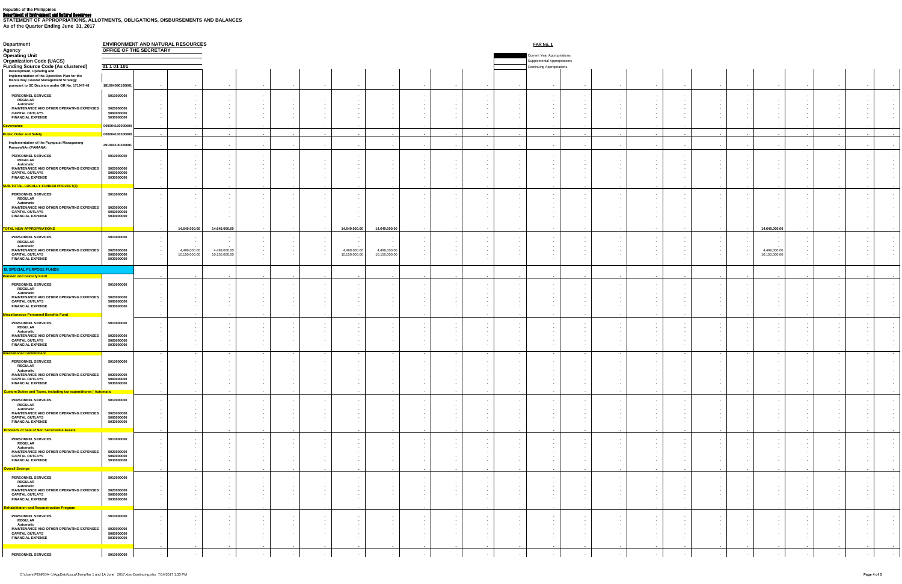**Republic of the Philippines**
**Department of Environment and Natural Resources**
**STATEMENT OF APPROPRIATIONS, ALLOTMENTS, OBLIGATIONS, DISBURSEMENTS AND BALANCES**
**As of the Quarter Ending June 31, 2017**

**FAR No. 1**

| | |
|---|---|
| Department | ENVIRONMENT AND NATURAL RESOURCES |
| Agency | OFFICE OF THE SECRETARY |
| Operating Unit | |
| Organization Code (UACS) | |
| Funding Source Code (As clustered) | 01 1 01 101 |

- Current Year Appropriations
- Supplemental Appropriations
- Continuing Appropriations

| Particulars | UACS Code | | | | | | | | | | | | | | | | | | | | | | | |
|---|---|---|---|---|---|---|---|---|---|---|---|---|---|---|---|---|---|---|---|---|---|---|---|---|
| Development, Updating and Implementation of the Operation Plan for the Manila Bay Coastal Management Strategy pursuant to SC Decision under GR No. 171947-48 | 181004090100001 | - | - | - | - | - | - | - | - | - | - | - | - | - | - | - | - | - | - | - | - | - | - | - |
| PERSONNEL SERVICES | 5010000000 | - | - | - | - | - | - | - | - | - | - | - | - | - | - | - | - | - | - | - | - | - | - | - |
| REGULAR | | - | - | - | - | - | - | - | - | - | - | - | - | - | - | - | - | - | - | - | - | - | - | - |
| Automatic | | - | - | - | - | - | - | - | - | - | - | - | - | - | - | - | - | - | - | - | - | - | - | - |
| MAINTENANCE AND OTHER OPERATING EXPENSES | 5020000000 | - | - | - | - | - | - | - | - | - | - | - | - | - | - | - | - | - | - | - | - | - | - | - |
| CAPITAL OUTLAYS | 5060000000 | - | - | - | - | - | - | - | - | - | - | - | - | - | - | - | - | - | - | - | - | - | - | - |
| FINANCIAL EXPENSE | 5030000000 | - | - | - | - | - | - | - | - | - | - | - | - | - | - | - | - | - | - | - | - | - | - | - |
| Governance | 000004100000000 | - | - | - | - | - | - | - | - | - | - | - | - | - | - | - | - | - | - | - | - | - | - | - |
| Public Order and Safety | 000004100300000 | - | - | - | - | - | - | - | - | - | - | - | - | - | - | - | - | - | - | - | - | - | - | - |
| Implementation of the Payapa at Masaganang PamayaNAn (PAMANA) | 291004100300001 | - | - | - | - | - | - | - | - | - | - | - | - | - | - | - | - | - | - | - | - | - | - | - |
| PERSONNEL SERVICES | 5010000000 | - | - | - | - | - | - | - | - | - | - | - | - | - | - | - | - | - | - | - | - | - | - | - |
| REGULAR | | - | - | - | - | - | - | - | - | - | - | - | - | - | - | - | - | - | - | - | - | - | - | - |
| Automatic | | - | - | - | - | - | - | - | - | - | - | - | - | - | - | - | - | - | - | - | - | - | - | - |
| MAINTENANCE AND OTHER OPERATING EXPENSES | 5020000000 | - | - | - | - | - | - | - | - | - | - | - | - | - | - | - | - | - | - | - | - | - | - | - |
| CAPITAL OUTLAYS | 5060000000 | - | - | - | - | - | - | - | - | - | - | - | - | - | - | - | - | - | - | - | - | - | - | - |
| FINANCIAL EXPENSE | 5030000000 | - | - | - | - | - | - | - | - | - | - | - | - | - | - | - | - | - | - | - | - | - | - | - |
| SUB-TOTAL, LOCALLY-FUNDED PROJECT(S) | | - | - | - | - | - | - | - | - | - | - | - | - | - | - | - | - | - | - | - | - | - | - | - |
| PERSONNEL SERVICES | 5010000000 | - | - | - | - | - | - | - | - | - | - | - | - | - | - | - | - | - | - | - | - | - | - | - |
| REGULAR | | - | - | - | - | - | - | - | - | - | - | - | - | - | - | - | - | - | - | - | - | - | - | - |
| Automatic | | - | - | - | - | - | - | - | - | - | - | - | - | - | - | - | - | - | - | - | - | - | - | - |
| MAINTENANCE AND OTHER OPERATING EXPENSES | 5020000000 | - | - | - | - | - | - | - | - | - | - | - | - | - | - | - | - | - | - | - | - | - | - | - |
| CAPITAL OUTLAYS | 5060000000 | - | - | - | - | - | - | - | - | - | - | - | - | - | - | - | - | - | - | - | - | - | - | - |
| FINANCIAL EXPENSE | 5030000000 | - | - | - | - | - | - | - | - | - | - | - | - | - | - | - | - | - | - | - | - | - | - | - |
| TOTAL NEW APPROPRIATIONS | | - | 14,649,000.00 | 14,649,000.00 | - | - | - | 14,649,000.00 | 14,649,000.00 | - | - | - | - | - | - | - | - | - | - | - | 14,649,000.00 | - | - | - |
| PERSONNEL SERVICES | 5010000000 | - | - | - | - | - | - | - | - | - | - | - | - | - | - | - | - | - | - | - | - | - | - | - |
| REGULAR | | - | - | - | - | - | - | - | - | - | - | - | - | - | - | - | - | - | - | - | - | - | - | - |
| Automatic | | - | - | - | - | - | - | - | - | - | - | - | - | - | - | - | - | - | - | - | - | - | - | - |
| MAINTENANCE AND OTHER OPERATING EXPENSES | 5020000000 | - | 4,499,000.00 | 4,499,000.00 | - | - | - | 4,499,000.00 | 4,499,000.00 | - | - | - | - | - | - | - | - | - | - | - | 4,499,000.00 | - | - | - |
| CAPITAL OUTLAYS | 5060000000 | - | 10,150,000.00 | 10,150,000.00 | - | - | - | 10,150,000.00 | 10,150,000.00 | - | - | - | - | - | - | - | - | - | - | - | 10,150,000.00 | - | - | - |
| FINANCIAL EXPENSE | 5030000000 | - | - | - | - | - | - | - | - | - | - | - | - | - | - | - | - | - | - | - | - | - | - | - |
| B. SPECIAL PURPOSE FUNDS | | | | | | | | | | | | | | | | | | | | | | | | |
| Pension and Gratuity Fund | | - | - | - | - | - | - | - | - | - | - | - | - | - | - | - | - | - | - | - | - | - | - | - |
| PERSONNEL SERVICES | 5010000000 | - | - | - | - | - | - | - | - | - | - | - | - | - | - | - | - | - | - | - | - | - | - | - |
| REGULAR | | - | - | - | - | - | - | - | - | - | - | - | - | - | - | - | - | - | - | - | - | - | - | - |
| Automatic | | - | - | - | - | - | - | - | - | - | - | - | - | - | - | - | - | - | - | - | - | - | - | - |
| MAINTENANCE AND OTHER OPERATING EXPENSES | 5020000000 | - | - | - | - | - | - | - | - | - | - | - | - | - | - | - | - | - | - | - | - | - | - | - |
| CAPITAL OUTLAYS | 5060000000 | - | - | - | - | - | - | - | - | - | - | - | - | - | - | - | - | - | - | - | - | - | - | - |
| FINANCIAL EXPENSE | 5030000000 | - | - | - | - | - | - | - | - | - | - | - | - | - | - | - | - | - | - | - | - | - | - | - |
| Miscellaneous Personnel Benefits Fund | | - | - | - | - | - | - | - | - | - | - | - | - | - | - | - | - | - | - | - | - | - | - | - |
| PERSONNEL SERVICES | 5010000000 | - | - | - | - | - | - | - | - | - | - | - | - | - | - | - | - | - | - | - | - | - | - | - |
| REGULAR | | - | - | - | - | - | - | - | - | - | - | - | - | - | - | - | - | - | - | - | - | - | - | - |
| Automatic | | - | - | - | - | - | - | - | - | - | - | - | - | - | - | - | - | - | - | - | - | - | - | - |
| MAINTENANCE AND OTHER OPERATING EXPENSES | 5020000000 | - | - | - | - | - | - | - | - | - | - | - | - | - | - | - | - | - | - | - | - | - | - | - |
| CAPITAL OUTLAYS | 5060000000 | - | - | - | - | - | - | - | - | - | - | - | - | - | - | - | - | - | - | - | - | - | - | - |
| FINANCIAL EXPENSE | 5030000000 | - | - | - | - | - | - | - | - | - | - | - | - | - | - | - | - | - | - | - | - | - | - | - |
| International Commitment | | - | - | - | - | - | - | - | - | - | - | - | - | - | - | - | - | - | - | - | - | - | - | - |
| PERSONNEL SERVICES | 5010000000 | - | - | - | - | - | - | - | - | - | - | - | - | - | - | - | - | - | - | - | - | - | - | - |
| REGULAR | | - | - | - | - | - | - | - | - | - | - | - | - | - | - | - | - | - | - | - | - | - | - | - |
| Automatic | | - | - | - | - | - | - | - | - | - | - | - | - | - | - | - | - | - | - | - | - | - | - | - |
| MAINTENANCE AND OTHER OPERATING EXPENSES | 5020000000 | - | - | - | - | - | - | - | - | - | - | - | - | - | - | - | - | - | - | - | - | - | - | - |
| CAPITAL OUTLAYS | 5060000000 | - | - | - | - | - | - | - | - | - | - | - | - | - | - | - | - | - | - | - | - | - | - | - |
| FINANCIAL EXPENSE | 5030000000 | - | - | - | - | - | - | - | - | - | - | - | - | - | - | - | - | - | - | - | - | - | - | - |
| Custom Duties and Taxes, including tax expenditures ( Automatic | | - | - | - | - | - | - | - | - | - | - | - | - | - | - | - | - | - | - | - | - | - | - | - |
| PERSONNEL SERVICES | 5010000000 | - | - | - | - | - | - | - | - | - | - | - | - | - | - | - | - | - | - | - | - | - | - | - |
| REGULAR | | - | - | - | - | - | - | - | - | - | - | - | - | - | - | - | - | - | - | - | - | - | - | - |
| Automatic | | - | - | - | - | - | - | - | - | - | - | - | - | - | - | - | - | - | - | - | - | - | - | - |
| MAINTENANCE AND OTHER OPERATING EXPENSES | 5020000000 | - | - | - | - | - | - | - | - | - | - | - | - | - | - | - | - | - | - | - | - | - | - | - |
| CAPITAL OUTLAYS | 5060000000 | - | - | - | - | - | - | - | - | - | - | - | - | - | - | - | - | - | - | - | - | - | - | - |
| FINANCIAL EXPENSE | 5030000000 | - | - | - | - | - | - | - | - | - | - | - | - | - | - | - | - | - | - | - | - | - | - | - |
| Proceeds of Sale of Non Serviceable Assets | | - | - | - | - | - | - | - | - | - | - | - | - | - | - | - | - | - | - | - | - | - | - | - |
| PERSONNEL SERVICES | 5010000000 | - | - | - | - | - | - | - | - | - | - | - | - | - | - | - | - | - | - | - | - | - | - | - |
| REGULAR | | - | - | - | - | - | - | - | - | - | - | - | - | - | - | - | - | - | - | - | - | - | - | - |
| Automatic | | - | - | - | - | - | - | - | - | - | - | - | - | - | - | - | - | - | - | - | - | - | - | - |
| MAINTENANCE AND OTHER OPERATING EXPENSES | 5020000000 | - | - | - | - | - | - | - | - | - | - | - | - | - | - | - | - | - | - | - | - | - | - | - |
| CAPITAL OUTLAYS | 5060000000 | - | - | - | - | - | - | - | - | - | - | - | - | - | - | - | - | - | - | - | - | - | - | - |
| FINANCIAL EXPENSE | 5030000000 | - | - | - | - | - | - | - | - | - | - | - | - | - | - | - | - | - | - | - | - | - | - | - |
| Overall Savings | | - | - | - | - | - | - | - | - | - | - | - | - | - | - | - | - | - | - | - | - | - | - | - |
| PERSONNEL SERVICES | 5010000000 | - | - | - | - | - | - | - | - | - | - | - | - | - | - | - | - | - | - | - | - | - | - | - |
| REGULAR | | - | - | - | - | - | - | - | - | - | - | - | - | - | - | - | - | - | - | - | - | - | - | - |
| Automatic | | - | - | - | - | - | - | - | - | - | - | - | - | - | - | - | - | - | - | - | - | - | - | - |
| MAINTENANCE AND OTHER OPERATING EXPENSES | 5020000000 | - | - | - | - | - | - | - | - | - | - | - | - | - | - | - | - | - | - | - | - | - | - | - |
| CAPITAL OUTLAYS | 5060000000 | - | - | - | - | - | - | - | - | - | - | - | - | - | - | - | - | - | - | - | - | - | - | - |
| FINANCIAL EXPENSE | 5030000000 | - | - | - | - | - | - | - | - | - | - | - | - | - | - | - | - | - | - | - | - | - | - | - |
| Rehabilitation and Reconstruction Program | | - | - | - | - | - | - | - | - | - | - | - | - | - | - | - | - | - | - | - | - | - | - | - |
| PERSONNEL SERVICES | 5010000000 | - | - | - | - | - | - | - | - | - | - | - | - | - | - | - | - | - | - | - | - | - | - | - |
| REGULAR | | - | - | - | - | - | - | - | - | - | - | - | - | - | - | - | - | - | - | - | - | - | - | - |
| Automatic | | - | - | - | - | - | - | - | - | - | - | - | - | - | - | - | - | - | - | - | - | - | - | - |
| MAINTENANCE AND OTHER OPERATING EXPENSES | 5020000000 | - | - | - | - | - | - | - | - | - | - | - | - | - | - | - | - | - | - | - | - | - | - | - |
| CAPITAL OUTLAYS | 5060000000 | - | - | - | - | - | - | - | - | - | - | - | - | - | - | - | - | - | - | - | - | - | - | - |
| FINANCIAL EXPENSE | 5030000000 | - | - | - | - | - | - | - | - | - | - | - | - | - | - | - | - | - | - | - | - | - | - | - |
| | | - | - | - | - | - | - | - | - | - | - | - | - | - | - | - | - | - | - | - | - | - | - | - |
| PERSONNEL SERVICES | 5010000000 | - | - | - | - | - | - | - | - | - | - | - | - | - | - | - | - | - | - | - | - | - | - | - |

C:\Users\PENROA~1\AppData\Local\Temp\far 1 and 1A June 2017.xlsx-Continuing.xlsx 7/14/2017 1:33 PM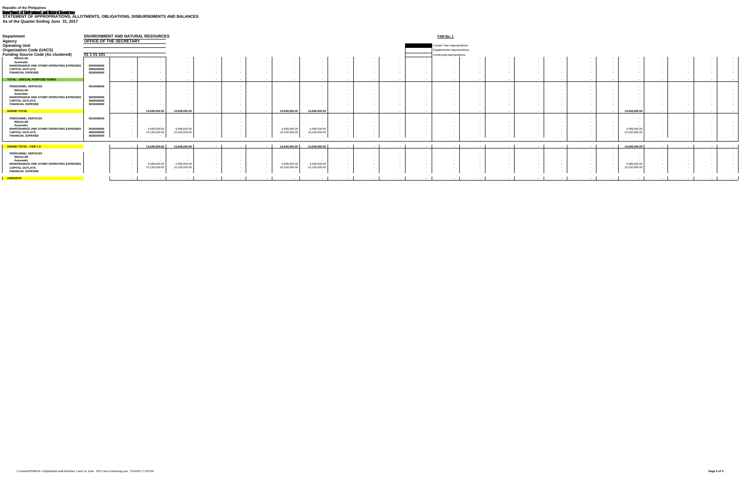Republic of the Philippines

Department of Environment and Natural Resources

**STATEMENT OF APPROPRIATIONS, ALLOTMENTS, OBLIGATIONS, DISBURSEMENTS AND BALANCES**

**As of the Quarter Ending June 31, 2017**

| | |
|---|---|
| **Department** | **ENVIRONMENT AND NATURAL RESOURCES** |
| **Agency** | **OFFICE OF THE SECRETARY** |
| **Operating Unit** | |
| **Organization Code (UACS)** | |
| **Funding Source Code (As clustered)** | **01 1 01 101** |

**FAR No. 1**

- Current Year Appropriations
- Supplemental Appropriations
- Continuing Appropriations

| | | | | | | | | | | | | | | | | | | | | | | | | | |
|---|---|---|---|---|---|---|---|---|---|---|---|---|---|---|---|---|---|---|---|---|---|---|---|---|---|
| REGULAR | | - | - | - | - | - | - | - | - | - | - | - | - | - | - | - | - | - | - | - | - | - | - | - | - |
| Automatic | | - | - | - | - | - | - | - | - | - | - | - | - | - | - | - | - | - | - | - | - | - | - | - | - |
| MAINTENANCE AND OTHER OPERATING EXPENSES | 5020000000 | - | - | - | - | - | - | - | - | - | - | - | - | - | - | - | - | - | - | - | - | - | - | - | - |
| CAPITAL OUTLAYS | 5060000000 | - | - | - | - | - | - | - | - | - | - | - | - | - | - | - | - | - | - | - | - | - | - | - | - |
| FINANCIAL EXPENSE | 5030000000 | - | - | - | - | - | - | - | - | - | - | - | - | - | - | - | - | - | - | - | - | - | - | - | - |
| **TOTAL - SPECIAL PURPOSE FUNDS** | | - | - | - | - | - | - | - | - | - | - | - | - | - | - | - | - | - | - | - | - | - | - | - | - |
| PERSONNEL SERVICES | 5010000000 | - | - | - | - | - | - | - | - | - | - | - | - | - | - | - | - | - | - | - | - | - | - | - | - |
| REGULAR | | - | - | - | - | - | - | - | - | - | - | - | - | - | - | - | - | - | - | - | - | - | - | - | - |
| Automatic | | - | - | - | - | - | - | - | - | - | - | - | - | - | - | - | - | - | - | - | - | - | - | - | - |
| MAINTENANCE AND OTHER OPERATING EXPENSES | 5020000000 | - | - | - | - | - | - | - | - | - | - | - | - | - | - | - | - | - | - | - | - | - | - | - | - |
| CAPITAL OUTLAYS | 5060000000 | - | - | - | - | - | - | - | - | - | - | - | - | - | - | - | - | - | - | - | - | - | - | - | - |
| FINANCIAL EXPENSE | 5030000000 | - | - | - | - | - | - | - | - | - | - | - | - | - | - | - | - | - | - | - | - | - | - | - | - |
| **GRAND TOTAL** | | - | 14,649,000.00 | 14,649,000.00 | - | - | - | 14,649,000.00 | 14,649,000.00 | - | - | - | - | - | - | - | - | - | - | - | - | 14,649,000.00 | - | - | - | - |
| PERSONNEL SERVICES | 5010000000 | - | - | - | - | - | - | - | - | - | - | - | - | - | - | - | - | - | - | - | - | - | - | - | - | - |
| REGULAR | | - | - | - | - | - | - | - | - | - | - | - | - | - | - | - | - | - | - | - | - | - | - | - | - | - |
| Automatic | | - | - | - | - | - | - | - | - | - | - | - | - | - | - | - | - | - | - | - | - | - | - | - | - | - |
| MAINTENANCE AND OTHER OPERATING EXPENSES | 5020000000 | - | 4,499,000.00 | 4,499,000.00 | - | - | - | 4,499,000.00 | 4,499,000.00 | - | - | - | - | - | - | - | - | - | - | - | - | 4,499,000.00 | - | - | - | - |
| CAPITAL OUTLAYS | 5060000000 | - | 10,150,000.00 | 10,150,000.00 | - | - | - | 10,150,000.00 | 10,150,000.00 | - | - | - | - | - | - | - | - | - | - | - | - | 10,150,000.00 | - | - | - | - |
| FINANCIAL EXPENSE | 5030000000 | - | - | - | - | - | - | - | - | - | - | - | - | - | - | - | - | - | - | - | - | - | - | - | - | - |
| **GRAND TOTAL - FAR 1 A** | | - | 14,649,000.00 | 14,649,000.00 | - | - | - | 14,649,000.00 | 14,649,000.00 | - | - | - | - | - | - | - | - | - | - | - | - | 14,649,000.00 | - | - | - | - |
| PERSONNEL SERVICES | | - | - | - | - | - | - | - | - | - | - | - | - | - | - | - | - | - | - | - | - | - | - | - | - | - |
| REGULAR | | - | - | - | - | - | - | - | - | - | - | - | - | - | - | - | - | - | - | - | - | - | - | - | - | - |
| Automatic | | - | - | - | - | - | - | - | - | - | - | - | - | - | - | - | - | - | - | - | - | - | - | - | - | - |
| MAINTENANCE AND OTHER OPERATING EXPENSES | | - | 4,499,000.00 | 4,499,000.00 | - | - | - | 4,499,000.00 | 4,499,000.00 | - | - | - | - | - | - | - | - | - | - | - | - | 4,499,000.00 | - | - | - | - |
| CAPITAL OUTLAYS | | - | 10,150,000.00 | 10,150,000.00 | - | - | - | 10,150,000.00 | 10,150,000.00 | - | - | - | - | - | - | - | - | - | - | - | - | 10,150,000.00 | - | - | - | - |
| FINANCIAL EXPENSE | | - | - | - | - | - | - | - | - | - | - | - | - | - | - | - | - | - | - | - | - | - | - | - | - | - |
| **VARIANCE** | | - | - | - | - | - | - | - | - | - | - | - | - | - | - | - | - | - | - | - | - | - | - | - | - | - |

C:\Users\PENROA~1\AppData\Local\Temp\far 1 and 1A June 2017.xlsx-Continuing.xlsx 7/14/2017 1:33 PM